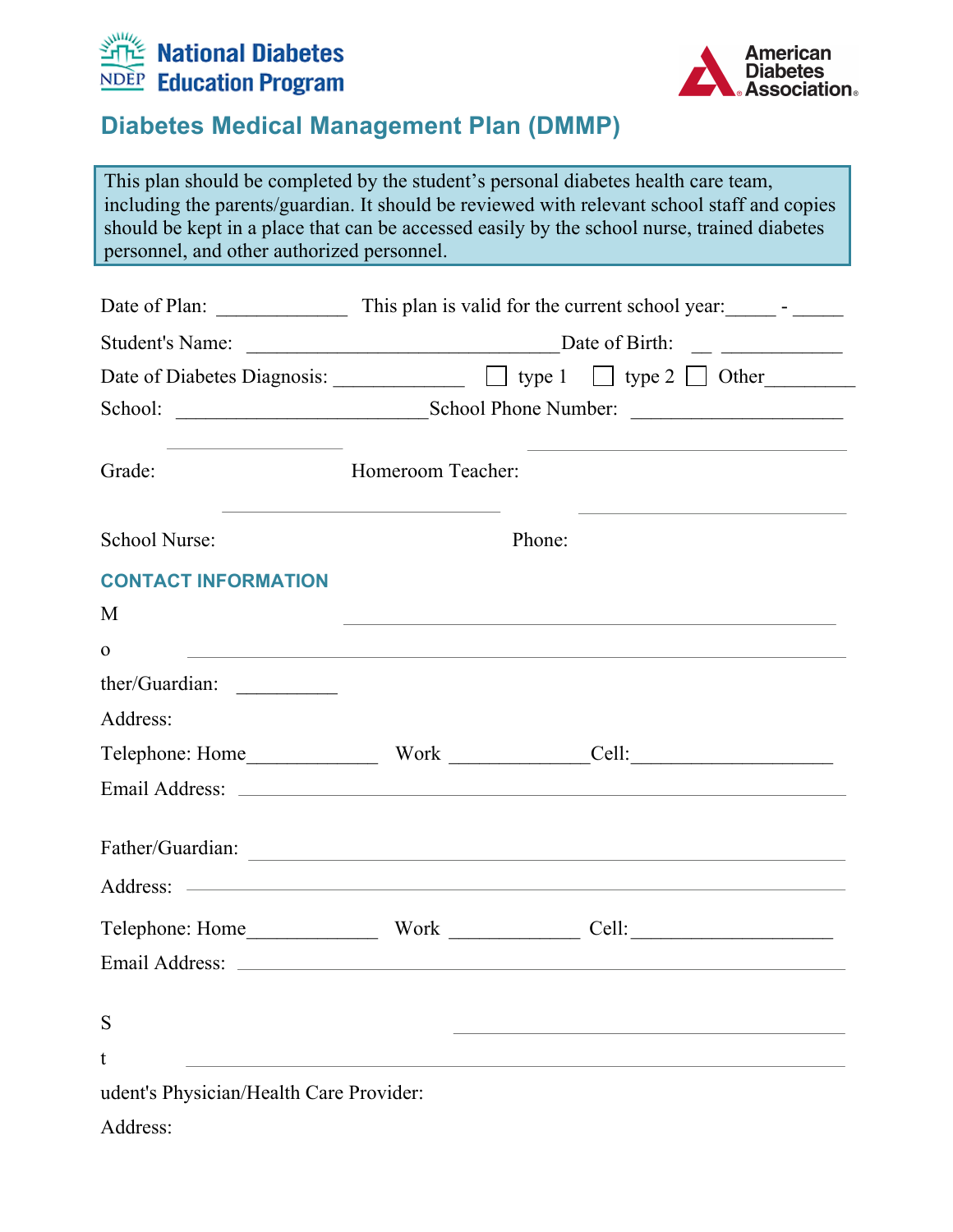National Diabetes Education Program

American Diabetes Association

# Diabetes Medical Management Plan (DMMP)

This plan should be completed by the student's personal diabetes health care team, including the parents/guardian. It should be reviewed with relevant school staff and copies should be kept in a place that can be accessed easily by the school nurse, trained diabetes personnel, and other authorized personnel.

Date of Plan: _____________ This plan is valid for the current school year:_____ - _____

Student's Name: _______________________________Date of Birth: __ ____________

Date of Diabetes Diagnosis: _____________ ☐ type 1 ☐ type 2 ☐ Other_________

School: _________________________School Phone Number: _____________________

Grade: ____________________ Homeroom Teacher: ______________________________

School Nurse: ______________________________ Phone: __________________________

## CONTACT INFORMATION

Mother/Guardian: __________________________________________________

Address: __________________________________________________

Telephone: Home_____________ Work _____________Cell:____________________

Email Address: __________________________________________________

Father/Guardian: __________________________________________________

Address: __________________________________________________

Telephone: Home_____________ Work _____________ Cell:____________________

Email Address: __________________________________________________

Student's Physician/Health Care Provider: __________________________________________________

Address: __________________________________________________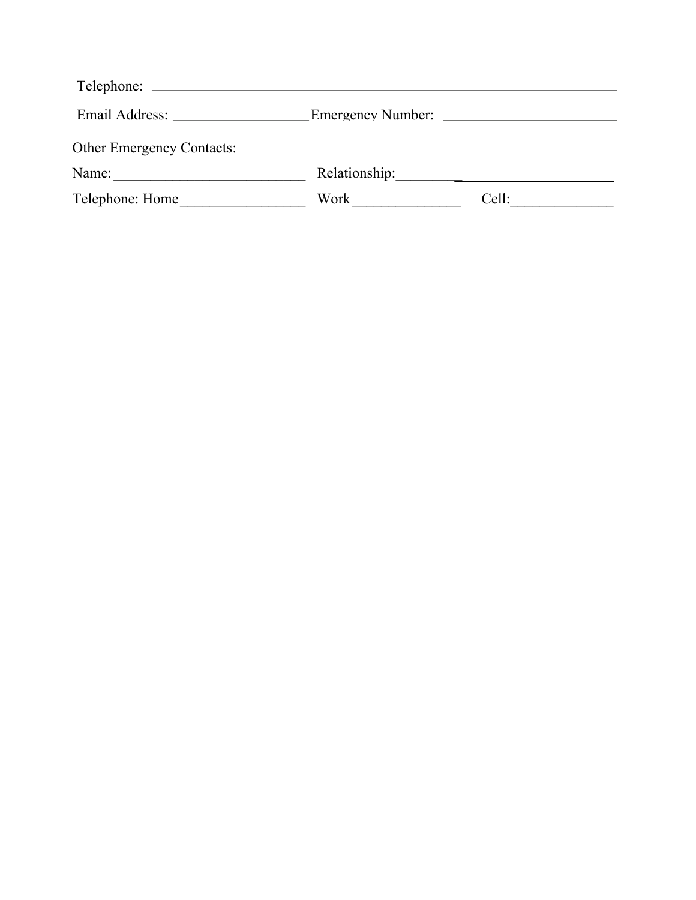Telephone: ____________________________________________________________________

Email Address: ____________________ Emergency Number: __________________________

Other Emergency Contacts:

Name: __________________________ Relationship: ________________________________

Telephone: Home _________________ Work _______________ Cell: ______________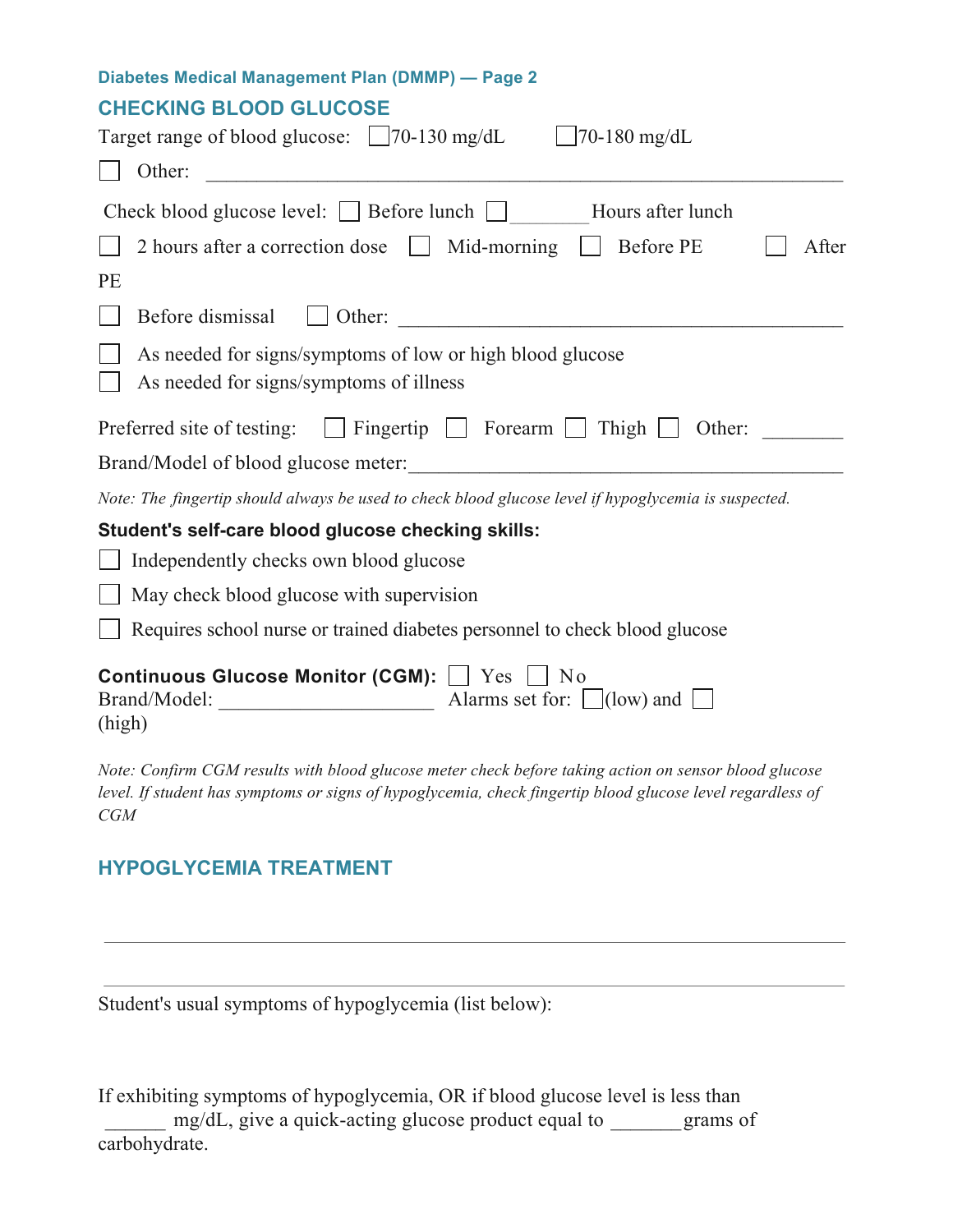Diabetes Medical Management Plan (DMMP) — Page 2

## CHECKING BLOOD GLUCOSE

Target range of blood glucose: ☐ 70-130 mg/dL ☐ 70-180 mg/dL

☐ Other: ________________________________________________________________

Check blood glucose level: ☐ Before lunch ☐ ________ Hours after lunch

☐ 2 hours after a correction dose ☐ Mid-morning ☐ Before PE ☐ After PE

☐ Before dismissal ☐ Other: ____________________________________________

☐ As needed for signs/symptoms of low or high blood glucose
☐ As needed for signs/symptoms of illness

Preferred site of testing: ☐ Fingertip ☐ Forearm ☐ Thigh ☐ Other: ________

Brand/Model of blood glucose meter:____________________________________________

*Note: The fingertip should always be used to check blood glucose level if hypoglycemia is suspected.*

**Student's self-care blood glucose checking skills:**

☐ Independently checks own blood glucose

☐ May check blood glucose with supervision

☐ Requires school nurse or trained diabetes personnel to check blood glucose

**Continuous Glucose Monitor (CGM):** ☐ Yes ☐ No
Brand/Model: _____________________ Alarms set for: ☐ (low) and ☐ (high)

*Note: Confirm CGM results with blood glucose meter check before taking action on sensor blood glucose level. If student has symptoms or signs of hypoglycemia, check fingertip blood glucose level regardless of CGM*

## HYPOGLYCEMIA TREATMENT

_______________________________________________________________________

_______________________________________________________________________

Student's usual symptoms of hypoglycemia (list below):

If exhibiting symptoms of hypoglycemia, OR if blood glucose level is less than ______ mg/dL, give a quick-acting glucose product equal to _______ grams of carbohydrate.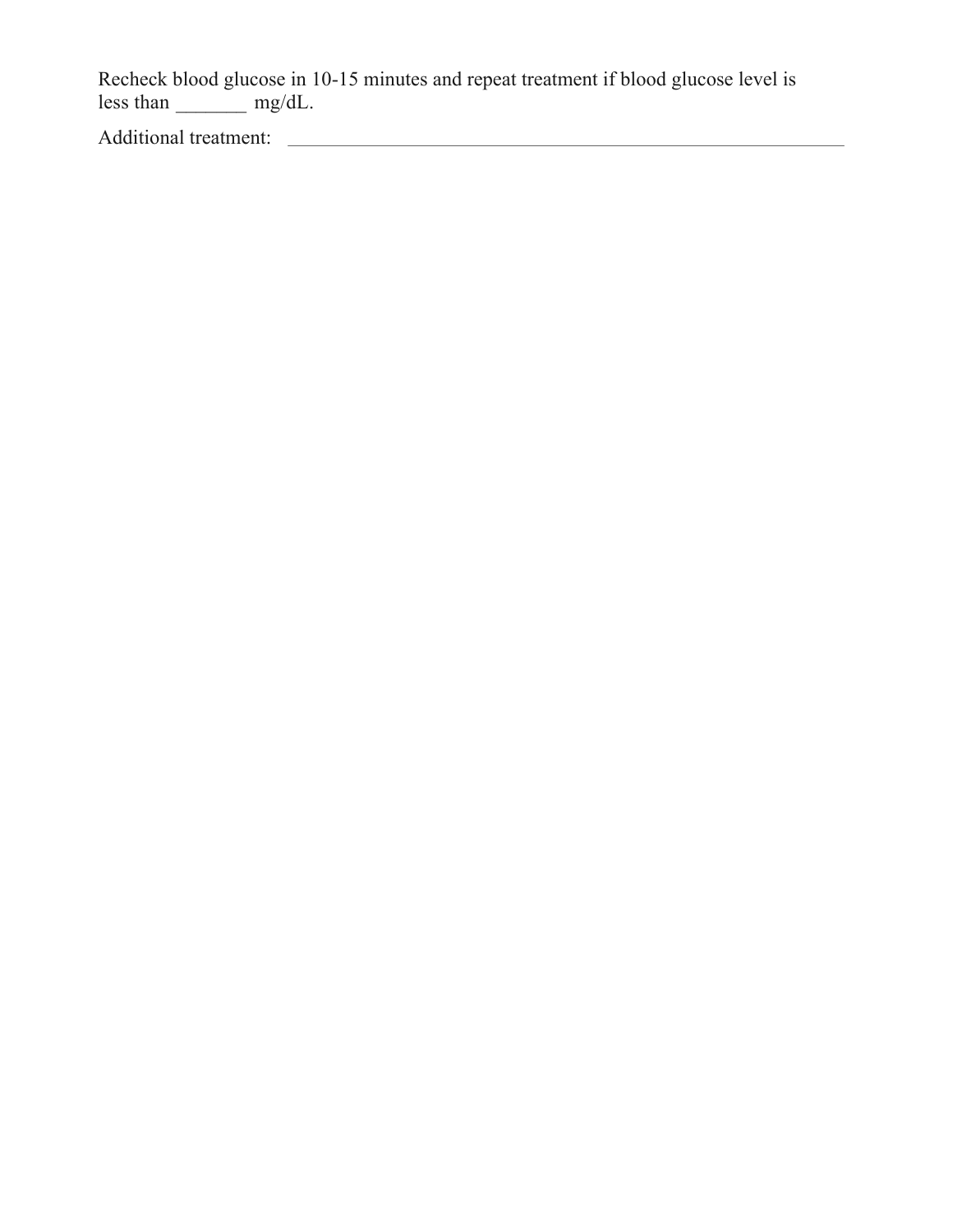Recheck blood glucose in 10-15 minutes and repeat treatment if blood glucose level is less than _______ mg/dL.

Additional treatment: ____________________________________________________________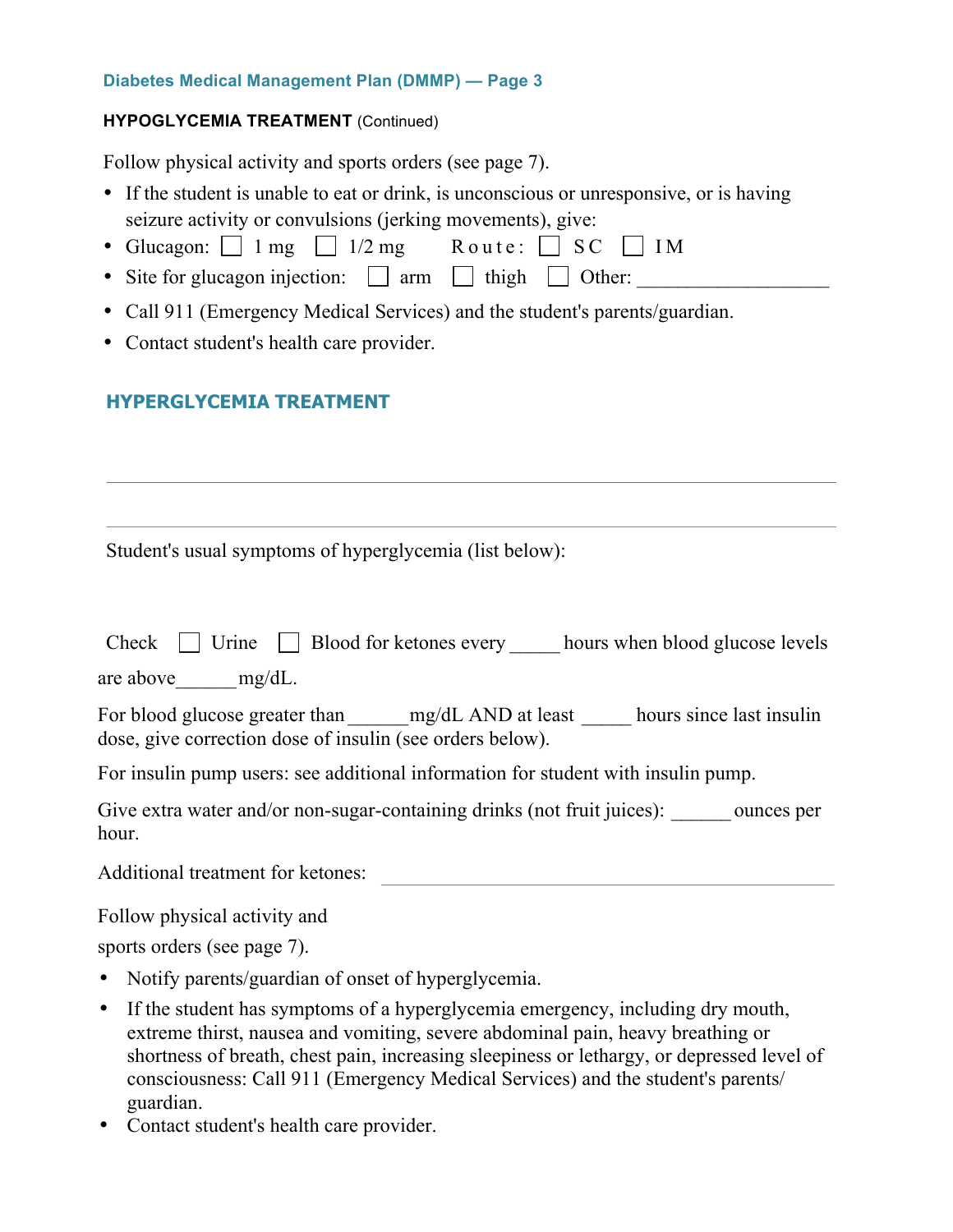**Diabetes Medical Management Plan (DMMP) — Page 3**

**HYPOGLYCEMIA TREATMENT** (Continued)

Follow physical activity and sports orders (see page 7).

- If the student is unable to eat or drink, is unconscious or unresponsive, or is having seizure activity or convulsions (jerking movements), give:
- Glucagon: ☐ 1 mg ☐ 1/2 mg Route: ☐ SC ☐ IM
- Site for glucagon injection: ☐ arm ☐ thigh ☐ Other: ___________________
- Call 911 (Emergency Medical Services) and the student's parents/guardian.
- Contact student's health care provider.

## HYPERGLYCEMIA TREATMENT

_______________________________________________

_______________________________________________

Student's usual symptoms of hyperglycemia (list below):

Check ☐ Urine ☐ Blood for ketones every _____ hours when blood glucose levels are above______ mg/dL.

For blood glucose greater than ______mg/dL AND at least _____ hours since last insulin dose, give correction dose of insulin (see orders below).

For insulin pump users: see additional information for student with insulin pump.

Give extra water and/or non-sugar-containing drinks (not fruit juices): ______ ounces per hour.

Additional treatment for ketones: _______________________________________________

Follow physical activity and sports orders (see page 7).

- Notify parents/guardian of onset of hyperglycemia.
- If the student has symptoms of a hyperglycemia emergency, including dry mouth, extreme thirst, nausea and vomiting, severe abdominal pain, heavy breathing or shortness of breath, chest pain, increasing sleepiness or lethargy, or depressed level of consciousness: Call 911 (Emergency Medical Services) and the student's parents/guardian.
- Contact student's health care provider.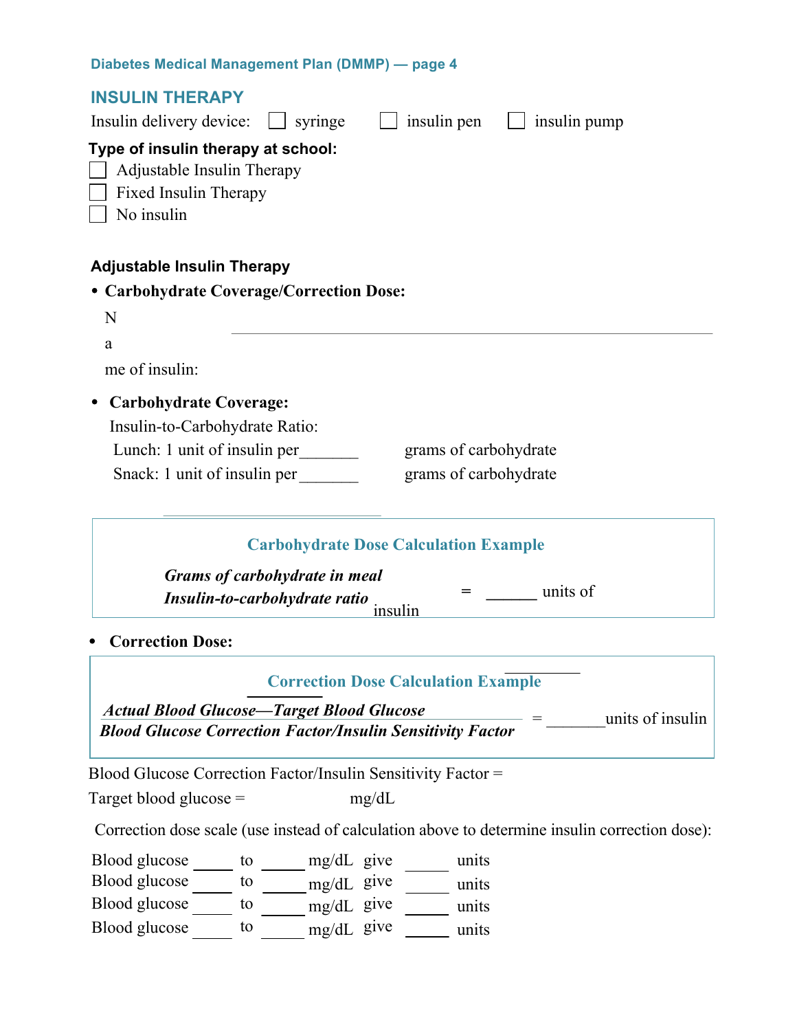Diabetes Medical Management Plan (DMMP) — page 4

## INSULIN THERAPY

Insulin delivery device: ☐ syringe ☐ insulin pen ☐ insulin pump

**Type of insulin therapy at school:**

☐ Adjustable Insulin Therapy
☐ Fixed Insulin Therapy
☐ No insulin

### Adjustable Insulin Therapy

- **Carbohydrate Coverage/Correction Dose:**

  Name of insulin: ______________________________

- **Carbohydrate Coverage:**

  Insulin-to-Carbohydrate Ratio:

  Lunch: 1 unit of insulin per_______ grams of carbohydrate

  Snack: 1 unit of insulin per_______ grams of carbohydrate

**Carbohydrate Dose Calculation Example**

$$\frac{\textit{Grams of carbohydrate in meal}}{\textit{Insulin-to-carbohydrate ratio}} = \_\_\_\_\_\_ \text{ units of insulin}$$

- **Correction Dose:**

**Correction Dose Calculation Example**

$$\frac{\textit{Actual Blood Glucose—Target Blood Glucose}}{\textit{Blood Glucose Correction Factor/Insulin Sensitivity Factor}} = \_\_\_\_\_\_\_ \text{units of insulin}$$

Blood Glucose Correction Factor/Insulin Sensitivity Factor =

Target blood glucose = mg/dL

Correction dose scale (use instead of calculation above to determine insulin correction dose):

Blood glucose _____ to _____ mg/dL give _____ units

Blood glucose _____ to _____ mg/dL give _____ units

Blood glucose _____ to _____ mg/dL give _____ units

Blood glucose _____ to _____ mg/dL give _____ units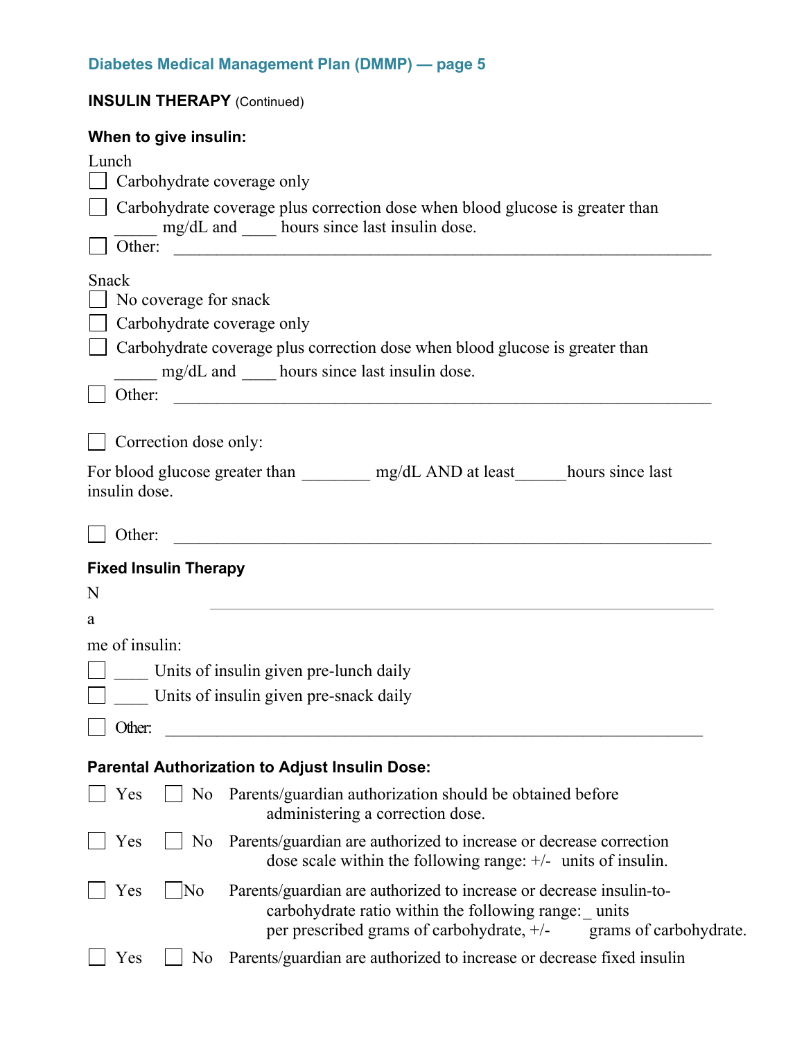## Diabetes Medical Management Plan (DMMP) — page 5

**INSULIN THERAPY** (Continued)

**When to give insulin:**

Lunch

☐ Carbohydrate coverage only

☐ Carbohydrate coverage plus correction dose when blood glucose is greater than _____ mg/dL and ____ hours since last insulin dose.

☐ Other: ____________________________________________________________

Snack

☐ No coverage for snack

☐ Carbohydrate coverage only

☐ Carbohydrate coverage plus correction dose when blood glucose is greater than _____ mg/dL and ____ hours since last insulin dose.

☐ Other: ____________________________________________________________

☐ Correction dose only:

For blood glucose greater than ________ mg/dL AND at least______hours since last insulin dose.

☐ Other: ____________________________________________________________

**Fixed Insulin Therapy**

Name of insulin: ____________________________________________________________

☐ ____ Units of insulin given pre-lunch daily

☐ ____ Units of insulin given pre-snack daily

☐ Other: ____________________________________________________________

**Parental Authorization to Adjust Insulin Dose:**

☐ Yes ☐ No Parents/guardian authorization should be obtained before administering a correction dose.

☐ Yes ☐ No Parents/guardian are authorized to increase or decrease correction dose scale within the following range: +/- units of insulin.

☐ Yes ☐ No Parents/guardian are authorized to increase or decrease insulin-to-carbohydrate ratio within the following range: _ units per prescribed grams of carbohydrate, +/- grams of carbohydrate.

☐ Yes ☐ No Parents/guardian are authorized to increase or decrease fixed insulin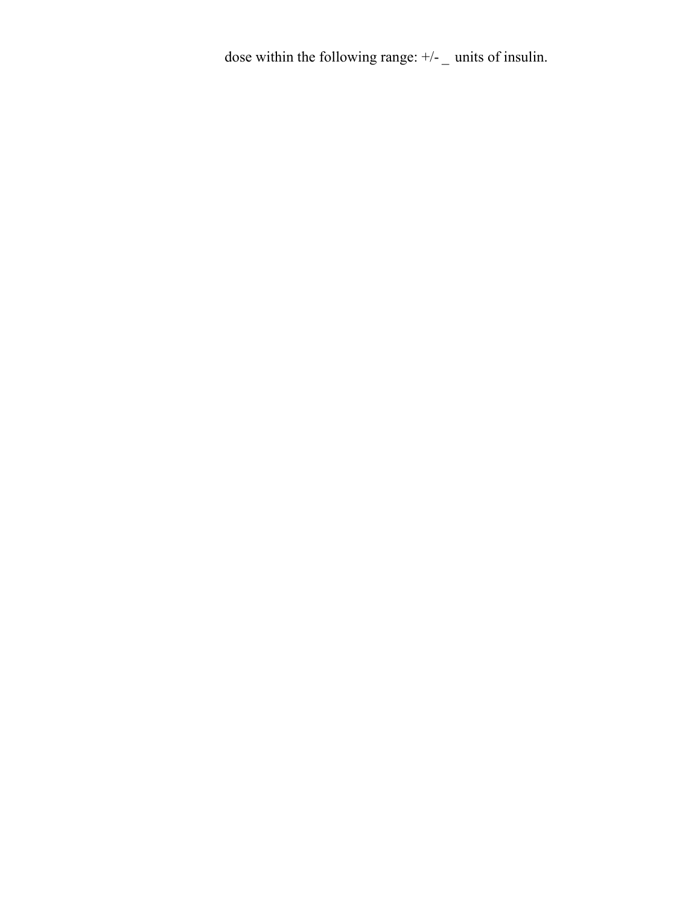dose within the following range: +/- _ units of insulin.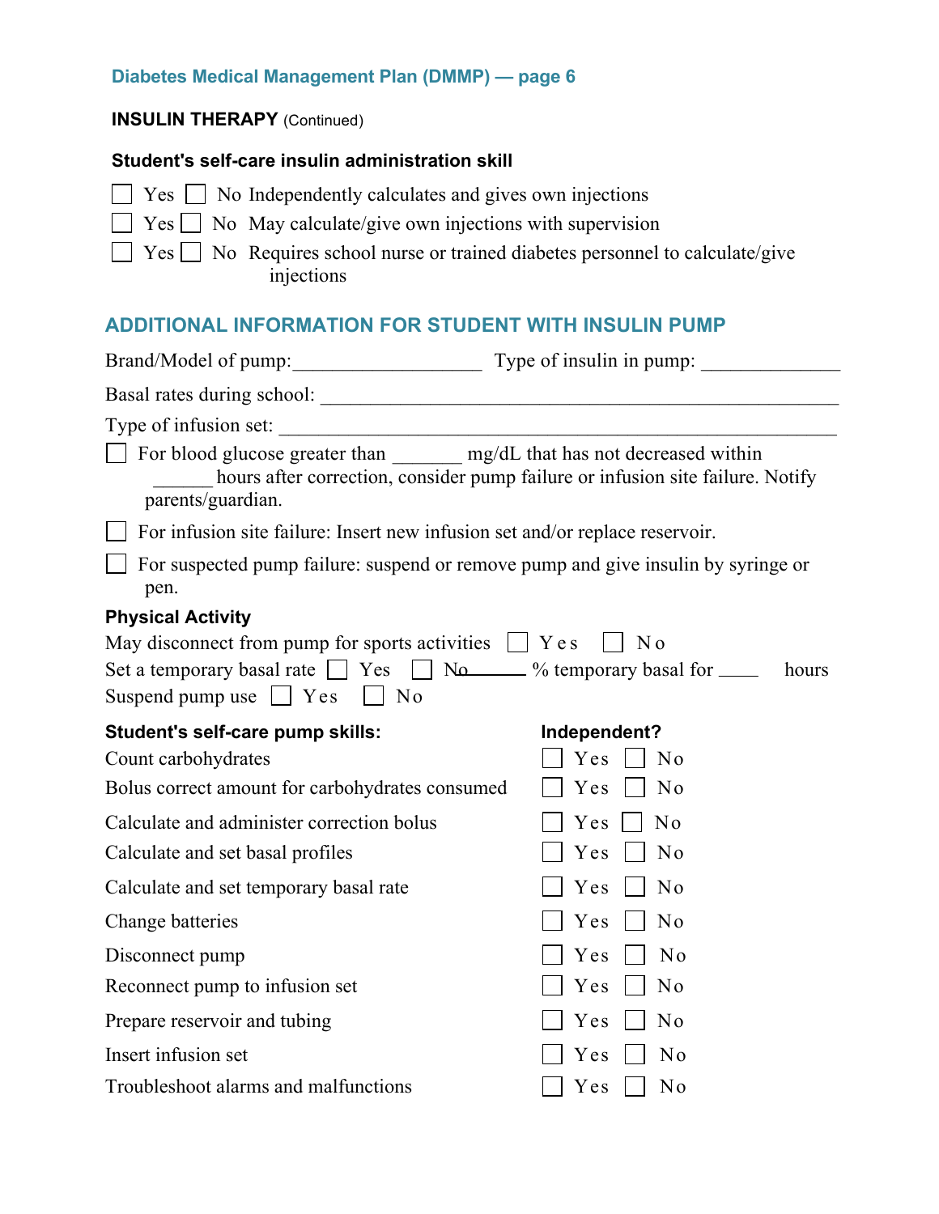### Diabetes Medical Management Plan (DMMP) — page 6

**INSULIN THERAPY** (Continued)

**Student's self-care insulin administration skill**

☐ Yes ☐ No Independently calculates and gives own injections

☐ Yes ☐ No May calculate/give own injections with supervision

☐ Yes ☐ No Requires school nurse or trained diabetes personnel to calculate/give injections

## ADDITIONAL INFORMATION FOR STUDENT WITH INSULIN PUMP

Brand/Model of pump:__________________ Type of insulin in pump: _____________

Basal rates during school: ____________________________________________________

Type of infusion set: _________________________________________________________

☐ For blood glucose greater than _______ mg/dL that has not decreased within ______ hours after correction, consider pump failure or infusion site failure. Notify parents/guardian.

☐ For infusion site failure: Insert new infusion set and/or replace reservoir.

☐ For suspected pump failure: suspend or remove pump and give insulin by syringe or pen.

**Physical Activity**

May disconnect from pump for sports activities ☐ Yes ☐ No

Set a temporary basal rate ☐ Yes ☐ No _______ % temporary basal for ____ hours

Suspend pump use ☐ Yes ☐ No

| **Student's self-care pump skills:** | **Independent?** |
|---|---|
| Count carbohydrates | ☐ Yes ☐ No |
| Bolus correct amount for carbohydrates consumed | ☐ Yes ☐ No |
| Calculate and administer correction bolus | ☐ Yes ☐ No |
| Calculate and set basal profiles | ☐ Yes ☐ No |
| Calculate and set temporary basal rate | ☐ Yes ☐ No |
| Change batteries | ☐ Yes ☐ No |
| Disconnect pump | ☐ Yes ☐ No |
| Reconnect pump to infusion set | ☐ Yes ☐ No |
| Prepare reservoir and tubing | ☐ Yes ☐ No |
| Insert infusion set | ☐ Yes ☐ No |
| Troubleshoot alarms and malfunctions | ☐ Yes ☐ No |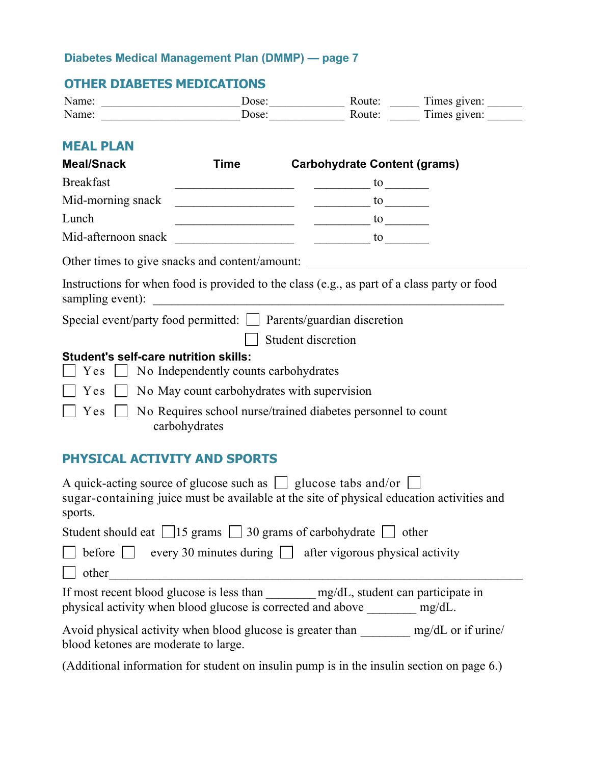## Diabetes Medical Management Plan (DMMP) — page 7

## OTHER DIABETES MEDICATIONS

Name: _______________________ Dose:_____________ Route: _____ Times given: ______

Name: _______________________ Dose:_____________ Route: _____ Times given: ______

## MEAL PLAN

| Meal/Snack | Time | Carbohydrate Content (grams) |
|---|---|---|
| Breakfast | ____________________ | _________ to _______ |
| Mid-morning snack | ____________________ | _________ to _______ |
| Lunch | ____________________ | _________ to _______ |
| Mid-afternoon snack | ____________________ | _________ to _______ |

Other times to give snacks and content/amount: ____________________________________

Instructions for when food is provided to the class (e.g., as part of a class party or food sampling event): ______________________________________________________

Special event/party food permitted: ☐ Parents/guardian discretion

☐ Student discretion

**Student's self-care nutrition skills:**

☐ Yes ☐ No Independently counts carbohydrates

☐ Yes ☐ No May count carbohydrates with supervision

☐ Yes ☐ No Requires school nurse/trained diabetes personnel to count carbohydrates

## PHYSICAL ACTIVITY AND SPORTS

A quick-acting source of glucose such as ☐ glucose tabs and/or ☐ sugar-containing juice must be available at the site of physical education activities and sports.

Student should eat ☐15 grams ☐ 30 grams of carbohydrate ☐ other

☐ before ☐ every 30 minutes during ☐ after vigorous physical activity

☐ other_____________________________________________________________________

If most recent blood glucose is less than ________ mg/dL, student can participate in physical activity when blood glucose is corrected and above ________ mg/dL.

Avoid physical activity when blood glucose is greater than ________ mg/dL or if urine/blood ketones are moderate to large.

(Additional information for student on insulin pump is in the insulin section on page 6.)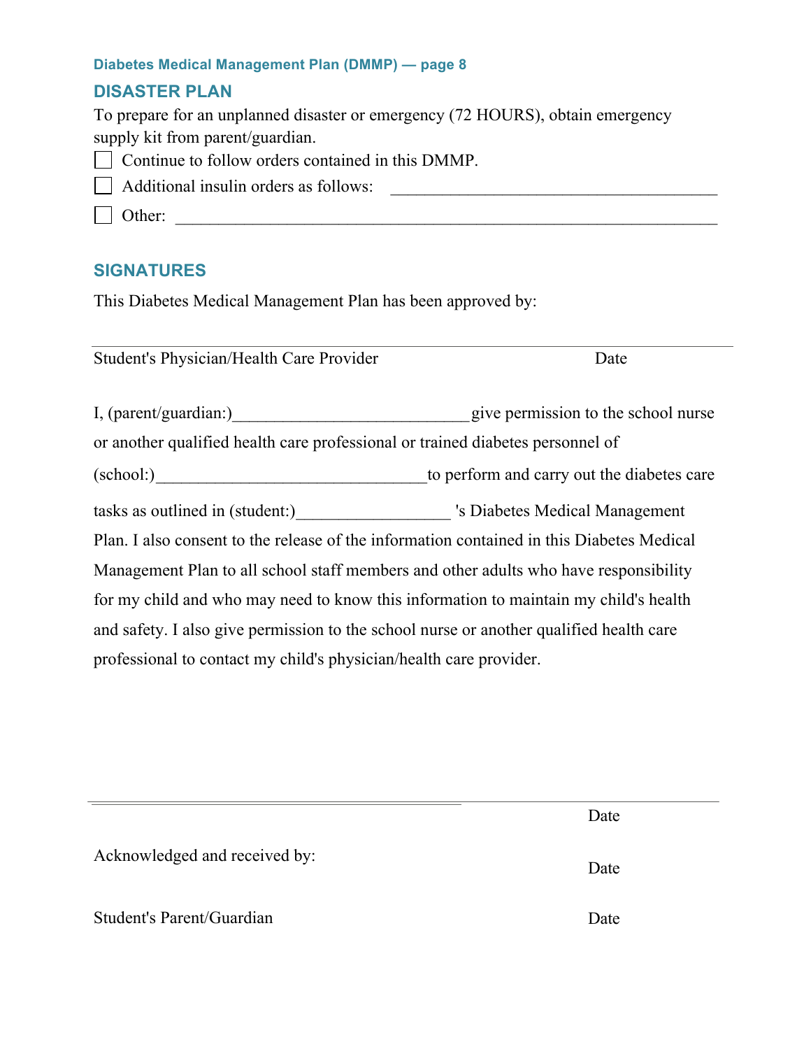Diabetes Medical Management Plan (DMMP) — page 8

## DISASTER PLAN

To prepare for an unplanned disaster or emergency (72 HOURS), obtain emergency supply kit from parent/guardian.

☐ Continue to follow orders contained in this DMMP.

☐ Additional insulin orders as follows: ________________________________________

☐ Other: ________________________________________________________________

## SIGNATURES

This Diabetes Medical Management Plan has been approved by:

______________________________________________________________________________

Student's Physician/Health Care Provider Date

I, (parent/guardian:)_____________________________give permission to the school nurse or another qualified health care professional or trained diabetes personnel of (school:)_________________________________to perform and carry out the diabetes care tasks as outlined in (student:)__________________ 's Diabetes Medical Management Plan. I also consent to the release of the information contained in this Diabetes Medical Management Plan to all school staff members and other adults who have responsibility for my child and who may need to know this information to maintain my child's health and safety. I also give permission to the school nurse or another qualified health care professional to contact my child's physician/health care provider.

______________________________________________________________________________

Date

Acknowledged and received by: Date

Student's Parent/Guardian Date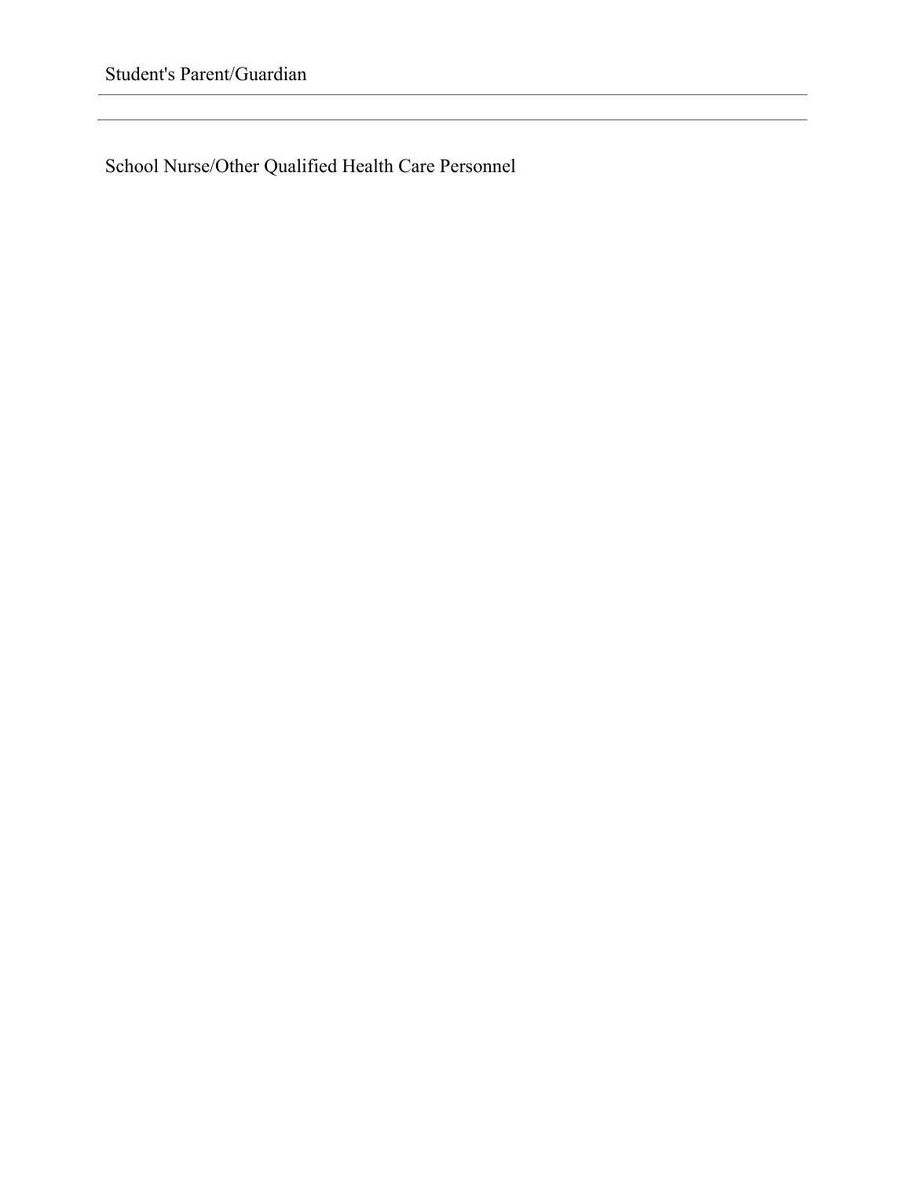Student's Parent/Guardian

---

---

School Nurse/Other Qualified Health Care Personnel